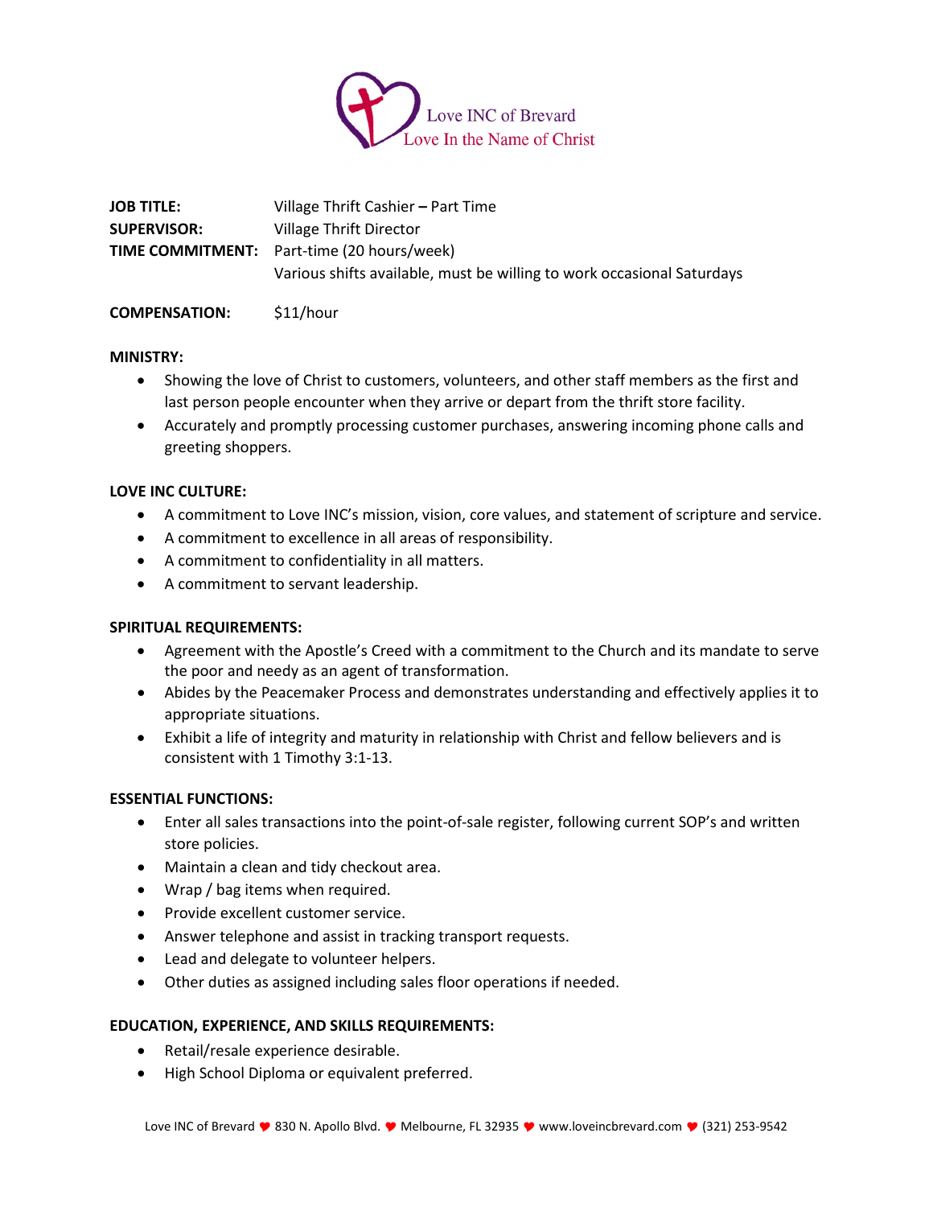Love INC of Brevard
Love In the Name of Christ

| | |
|---|---|
| **JOB TITLE:** | Village Thrift Cashier **–** Part Time |
| **SUPERVISOR:** | Village Thrift Director |
| **TIME COMMITMENT:** | Part-time (20 hours/week)<br>Various shifts available, must be willing to work occasional Saturdays |
| **COMPENSATION:** | $11/hour |

**MINISTRY:**

- Showing the love of Christ to customers, volunteers, and other staff members as the first and last person people encounter when they arrive or depart from the thrift store facility.
- Accurately and promptly processing customer purchases, answering incoming phone calls and greeting shoppers.

**LOVE INC CULTURE:**

- A commitment to Love INC's mission, vision, core values, and statement of scripture and service.
- A commitment to excellence in all areas of responsibility.
- A commitment to confidentiality in all matters.
- A commitment to servant leadership.

**SPIRITUAL REQUIREMENTS:**

- Agreement with the Apostle's Creed with a commitment to the Church and its mandate to serve the poor and needy as an agent of transformation.
- Abides by the Peacemaker Process and demonstrates understanding and effectively applies it to appropriate situations.
- Exhibit a life of integrity and maturity in relationship with Christ and fellow believers and is consistent with 1 Timothy 3:1-13.

**ESSENTIAL FUNCTIONS:**

- Enter all sales transactions into the point-of-sale register, following current SOP's and written store policies.
- Maintain a clean and tidy checkout area.
- Wrap / bag items when required.
- Provide excellent customer service.
- Answer telephone and assist in tracking transport requests.
- Lead and delegate to volunteer helpers.
- Other duties as assigned including sales floor operations if needed.

**EDUCATION, EXPERIENCE, AND SKILLS REQUIREMENTS:**

- Retail/resale experience desirable.
- High School Diploma or equivalent preferred.

Love INC of Brevard ♥ 830 N. Apollo Blvd. ♥ Melbourne, FL 32935 ♥ www.loveincbrevard.com ♥ (321) 253-9542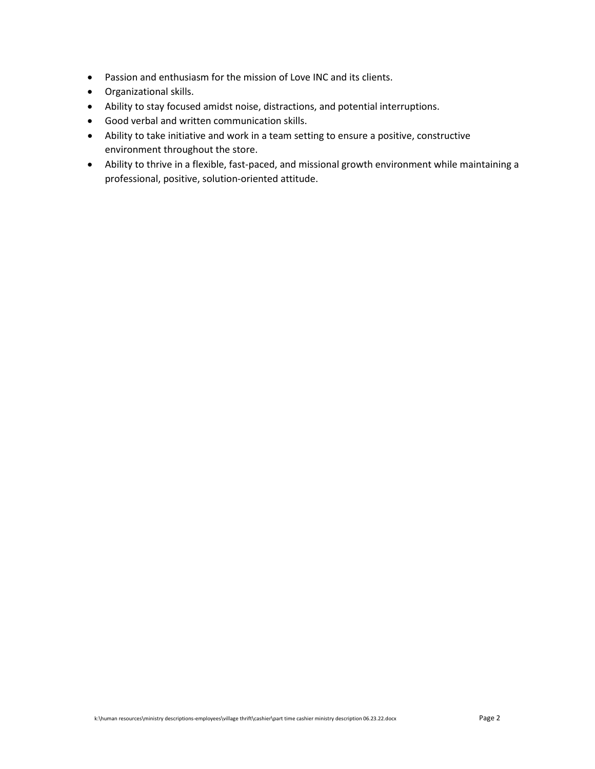- Passion and enthusiasm for the mission of Love INC and its clients.
- Organizational skills.
- Ability to stay focused amidst noise, distractions, and potential interruptions.
- Good verbal and written communication skills.
- Ability to take initiative and work in a team setting to ensure a positive, constructive environment throughout the store.
- Ability to thrive in a flexible, fast-paced, and missional growth environment while maintaining a professional, positive, solution-oriented attitude.